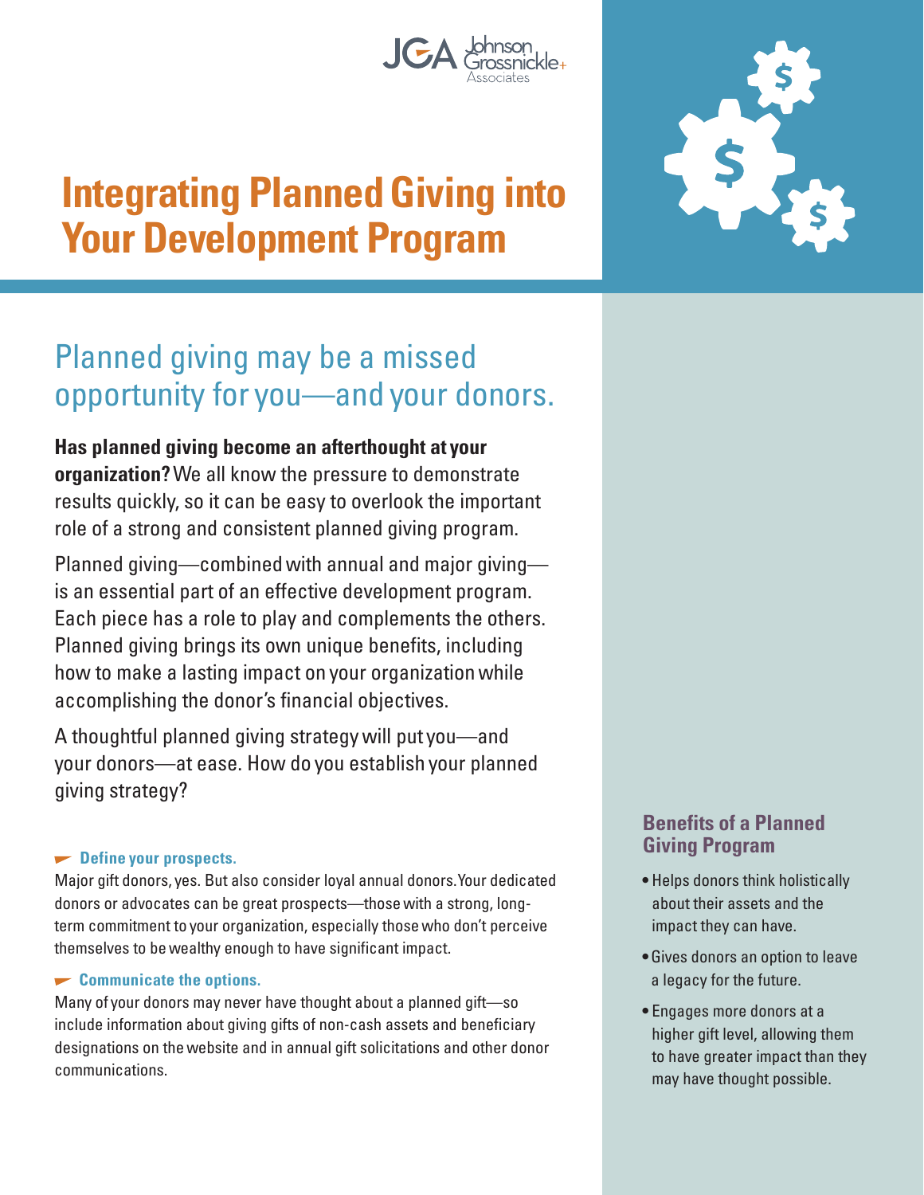# Integrating Planned Giving into Your Development Program

## Planned giving may be a missed opportunity for you—and your donors.

**Has planned giving become an afterthought at your organization?** We all know the pressure to demonstrate results quickly, so it can be easy to overlook the important role of a strong and consistent planned giving program.

Planned giving—combined with annual and major giving—is an essential part of an effective development program. Each piece has a role to play and complements the others. Planned giving brings its own unique benefits, including how to make a lasting impact on your organization while accomplishing the donor's financial objectives.

A thoughtful planned giving strategy will put you—and your donors—at ease. How do you establish your planned giving strategy?

**Define your prospects.**

Major gift donors, yes. But also consider loyal annual donors. Your dedicated donors or advocates can be great prospects—those with a strong, long-term commitment to your organization, especially those who don't perceive themselves to be wealthy enough to have significant impact.

**Communicate the options.**

Many of your donors may never have thought about a planned gift—so include information about giving gifts of non-cash assets and beneficiary designations on the website and in annual gift solicitations and other donor communications.

### Benefits of a Planned Giving Program

- Helps donors think holistically about their assets and the impact they can have.
- Gives donors an option to leave a legacy for the future.
- Engages more donors at a higher gift level, allowing them to have greater impact than they may have thought possible.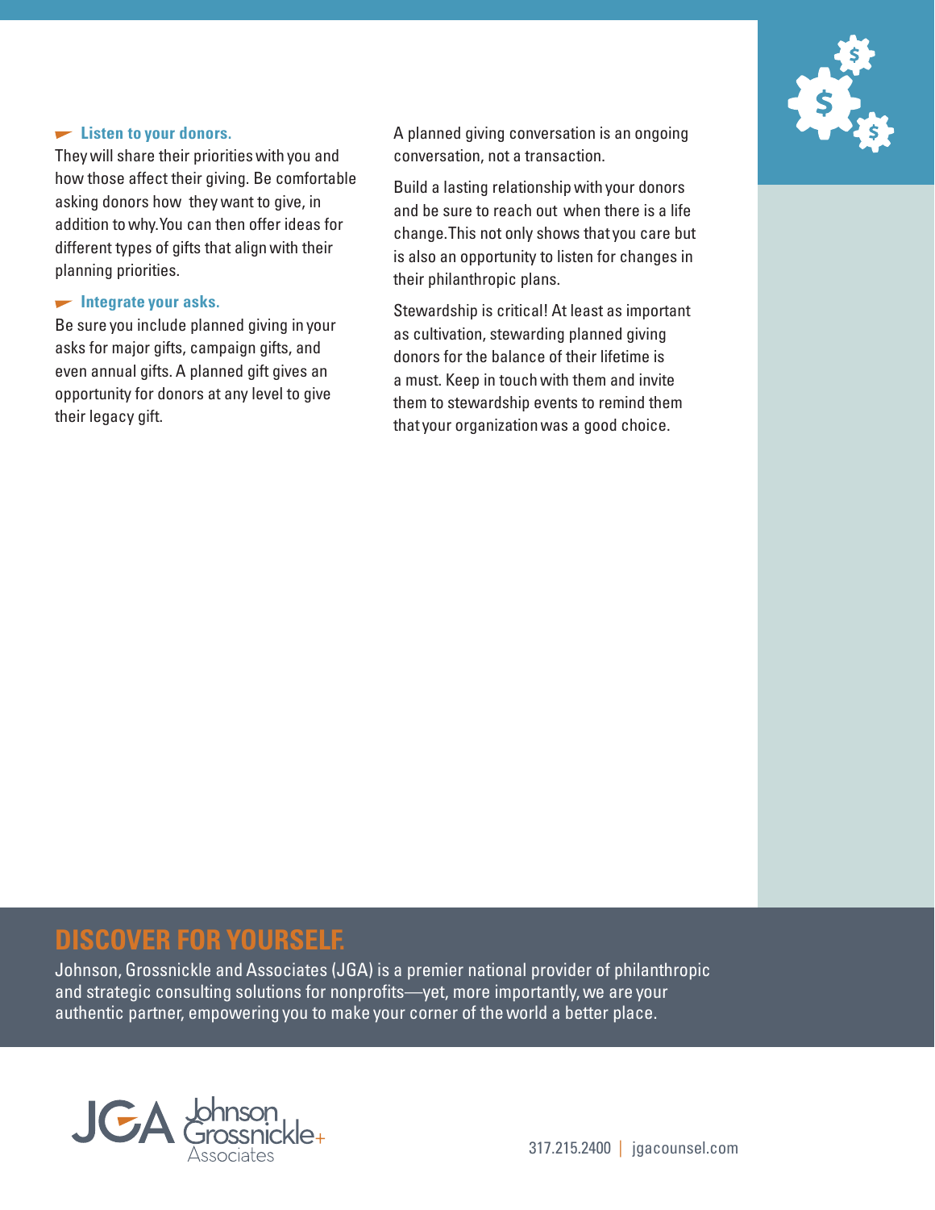**Listen to your donors.**
They will share their priorities with you and how those affect their giving. Be comfortable asking donors how they want to give, in addition to why. You can then offer ideas for different types of gifts that align with their planning priorities.

**Integrate your asks.**
Be sure you include planned giving in your asks for major gifts, campaign gifts, and even annual gifts. A planned gift gives an opportunity for donors at any level to give their legacy gift.

A planned giving conversation is an ongoing conversation, not a transaction.

Build a lasting relationship with your donors and be sure to reach out when there is a life change. This not only shows that you care but is also an opportunity to listen for changes in their philanthropic plans.

Stewardship is critical! At least as important as cultivation, stewarding planned giving donors for the balance of their lifetime is a must. Keep in touch with them and invite them to stewardship events to remind them that your organization was a good choice.

## DISCOVER FOR YOURSELF.

Johnson, Grossnickle and Associates (JGA) is a premier national provider of philanthropic and strategic consulting solutions for nonprofits—yet, more importantly, we are your authentic partner, empowering you to make your corner of the world a better place.

JGA Johnson Grossnickle+ Associates

317.215.2400 | jgacounsel.com